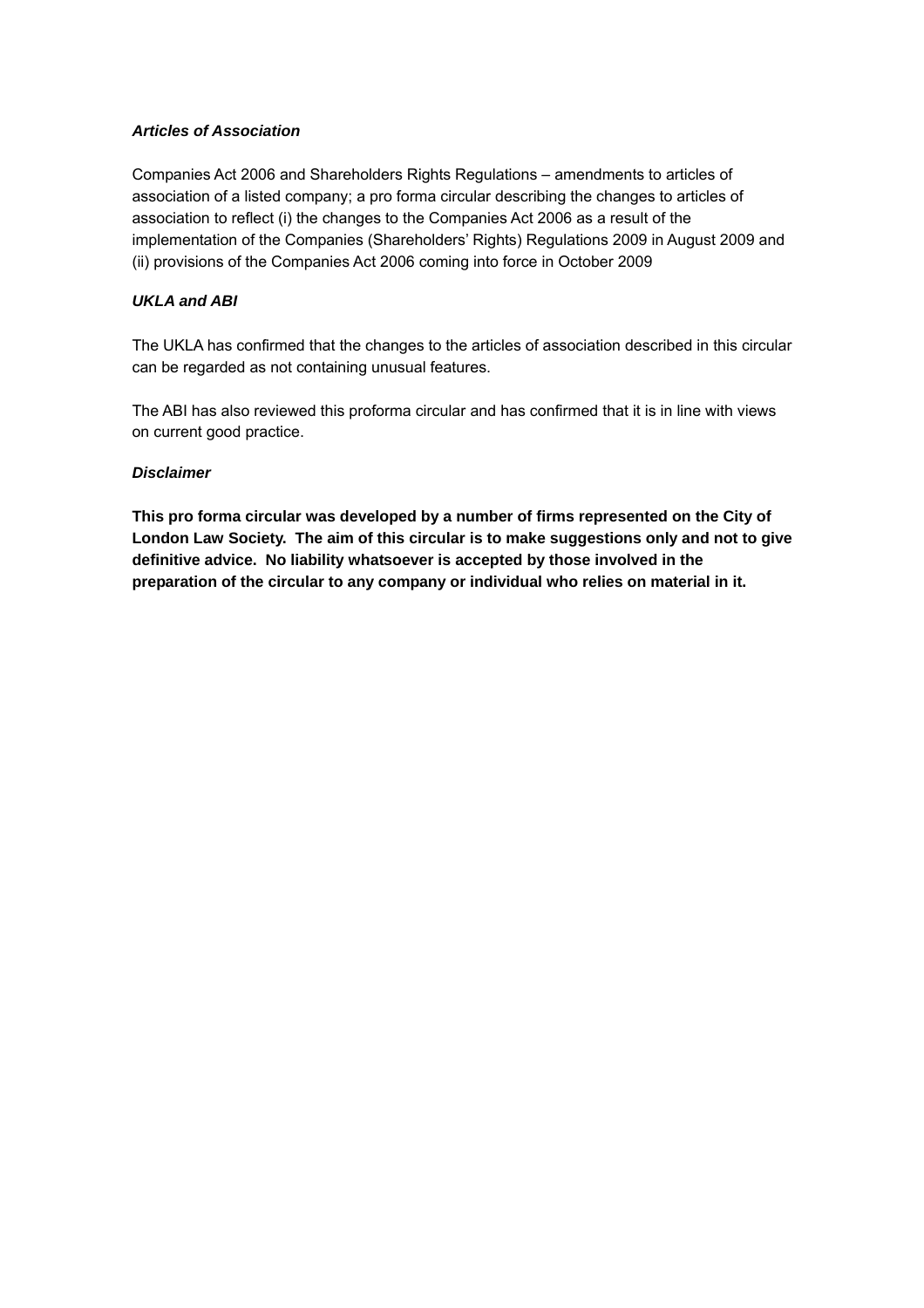### *Articles of Association*

Companies Act 2006 and Shareholders Rights Regulations – amendments to articles of association of a listed company; a pro forma circular describing the changes to articles of association to reflect (i) the changes to the Companies Act 2006 as a result of the implementation of the Companies (Shareholders' Rights) Regulations 2009 in August 2009 and (ii) provisions of the Companies Act 2006 coming into force in October 2009

### *UKLA and ABI*

The UKLA has confirmed that the changes to the articles of association described in this circular can be regarded as not containing unusual features.

The ABI has also reviewed this proforma circular and has confirmed that it is in line with views on current good practice.

### *Disclaimer*

**This pro forma circular was developed by a number of firms represented on the City of London Law Society. The aim of this circular is to make suggestions only and not to give definitive advice. No liability whatsoever is accepted by those involved in the preparation of the circular to any company or individual who relies on material in it.**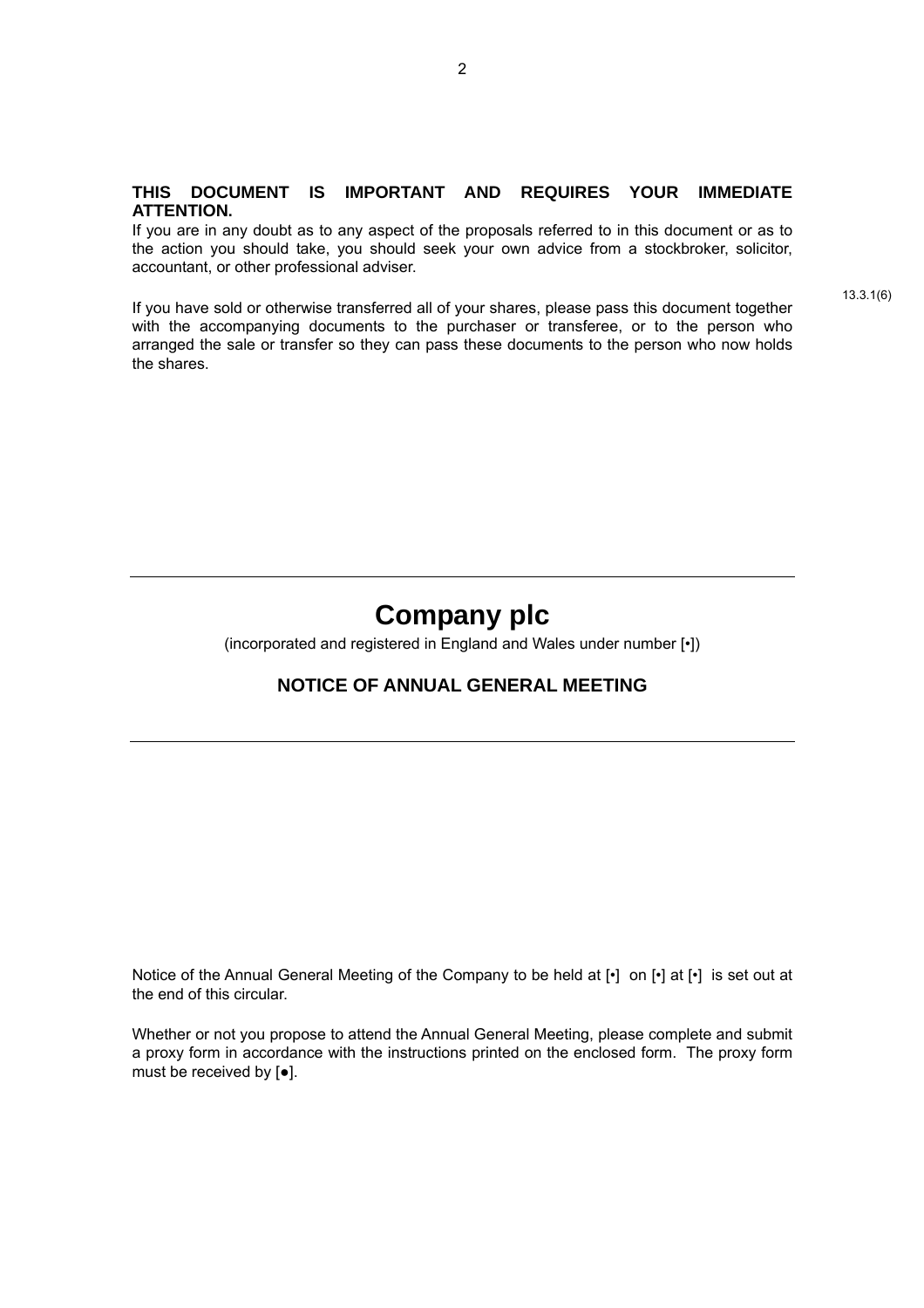**THIS DOCUMENT IS IMPORTANT AND REQUIRES YOUR IMMEDIATE ATTENTION.**

If you are in any doubt as to any aspect of the proposals referred to in this document or as to the action you should take, you should seek your own advice from a stockbroker, solicitor, accountant, or other professional adviser.

13.3.1(6)

If you have sold or otherwise transferred all of your shares, please pass this document together with the accompanying documents to the purchaser or transferee, or to the person who arranged the sale or transfer so they can pass these documents to the person who now holds the shares.

---

# Company plc

(incorporated and registered in England and Wales under number [•])

## NOTICE OF ANNUAL GENERAL MEETING

---

Notice of the Annual General Meeting of the Company to be held at [•] on [•] at [•] is set out at the end of this circular.

Whether or not you propose to attend the Annual General Meeting, please complete and submit a proxy form in accordance with the instructions printed on the enclosed form. The proxy form must be received by [●].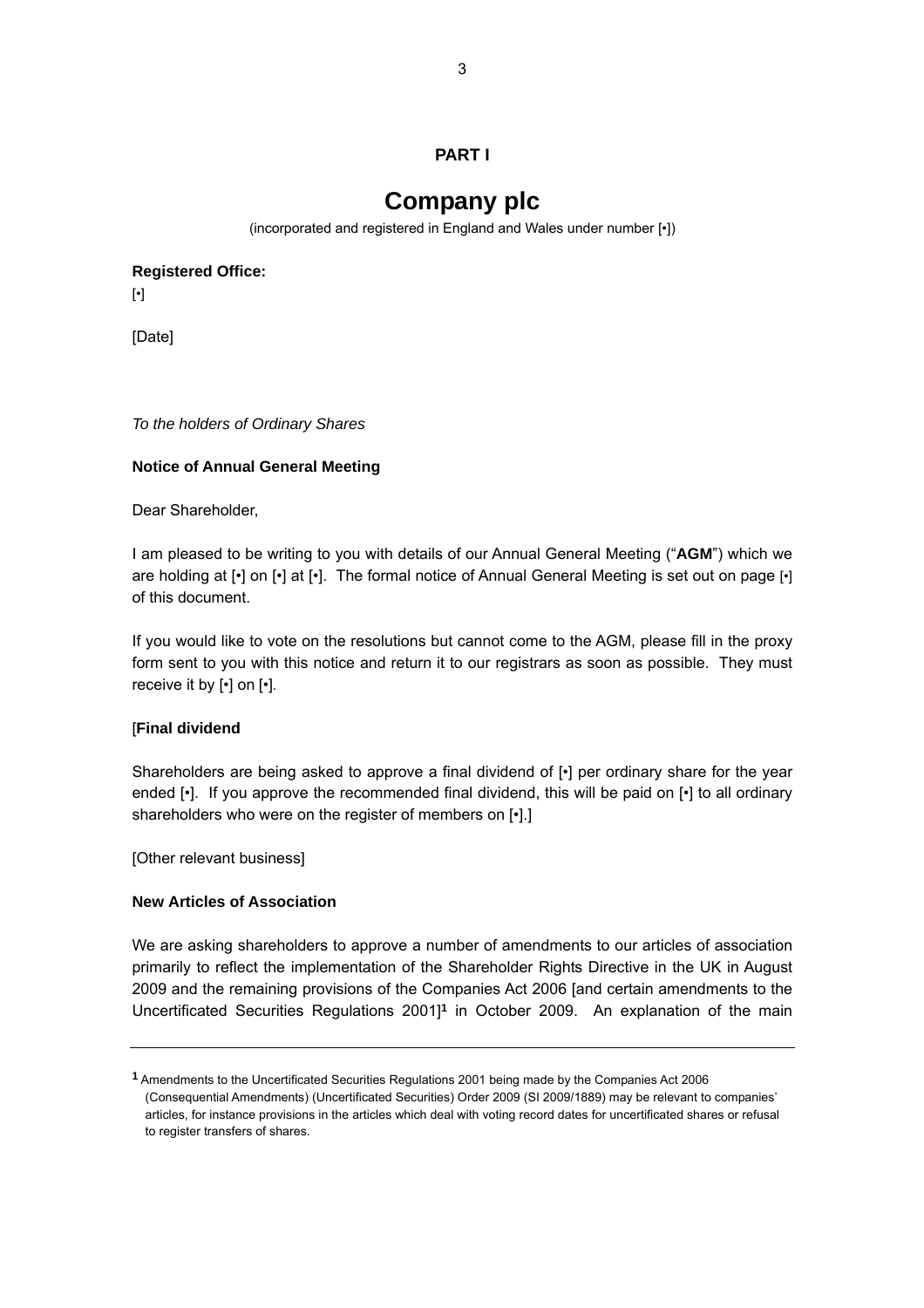**PART I**

# Company plc

(incorporated and registered in England and Wales under number [•])

**Registered Office:**

[•]

[Date]

*To the holders of Ordinary Shares*

**Notice of Annual General Meeting**

Dear Shareholder,

I am pleased to be writing to you with details of our Annual General Meeting ("**AGM**") which we are holding at [•] on [•] at [•]. The formal notice of Annual General Meeting is set out on page [•] of this document.

If you would like to vote on the resolutions but cannot come to the AGM, please fill in the proxy form sent to you with this notice and return it to our registrars as soon as possible. They must receive it by [•] on [•].

[**Final dividend**

Shareholders are being asked to approve a final dividend of [•] per ordinary share for the year ended [•]. If you approve the recommended final dividend, this will be paid on [•] to all ordinary shareholders who were on the register of members on [•].]

[Other relevant business]

**New Articles of Association**

We are asking shareholders to approve a number of amendments to our articles of association primarily to reflect the implementation of the Shareholder Rights Directive in the UK in August 2009 and the remaining provisions of the Companies Act 2006 [and certain amendments to the Uncertificated Securities Regulations 2001][1] in October 2009. An explanation of the main

---

[1] Amendments to the Uncertificated Securities Regulations 2001 being made by the Companies Act 2006 (Consequential Amendments) (Uncertificated Securities) Order 2009 (SI 2009/1889) may be relevant to companies' articles, for instance provisions in the articles which deal with voting record dates for uncertificated shares or refusal to register transfers of shares.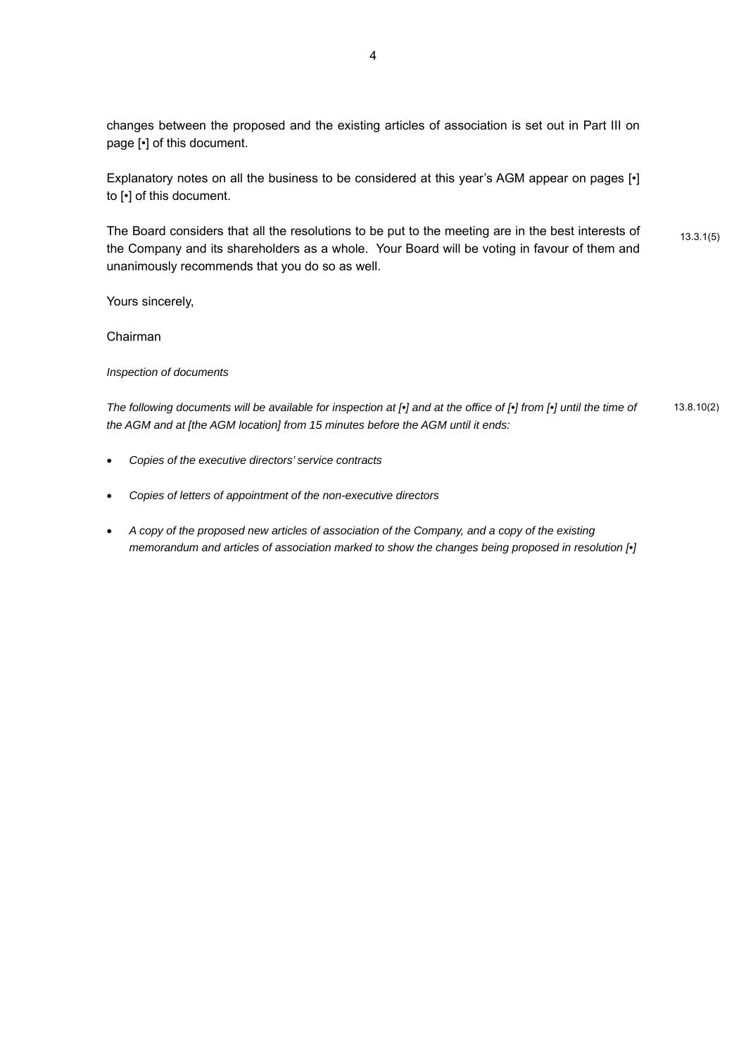changes between the proposed and the existing articles of association is set out in Part III on page [•] of this document.

Explanatory notes on all the business to be considered at this year's AGM appear on pages [•] to [•] of this document.

The Board considers that all the resolutions to be put to the meeting are in the best interests of the Company and its shareholders as a whole. Your Board will be voting in favour of them and unanimously recommends that you do so as well. 13.3.1(5)

Yours sincerely,

Chairman

*Inspection of documents*

*The following documents will be available for inspection at [•] and at the office of [•] from [•] until the time of the AGM and at [the AGM location] from 15 minutes before the AGM until it ends:* 13.8.10(2)

- *Copies of the executive directors' service contracts*
- *Copies of letters of appointment of the non-executive directors*
- *A copy of the proposed new articles of association of the Company, and a copy of the existing memorandum and articles of association marked to show the changes being proposed in resolution [•]*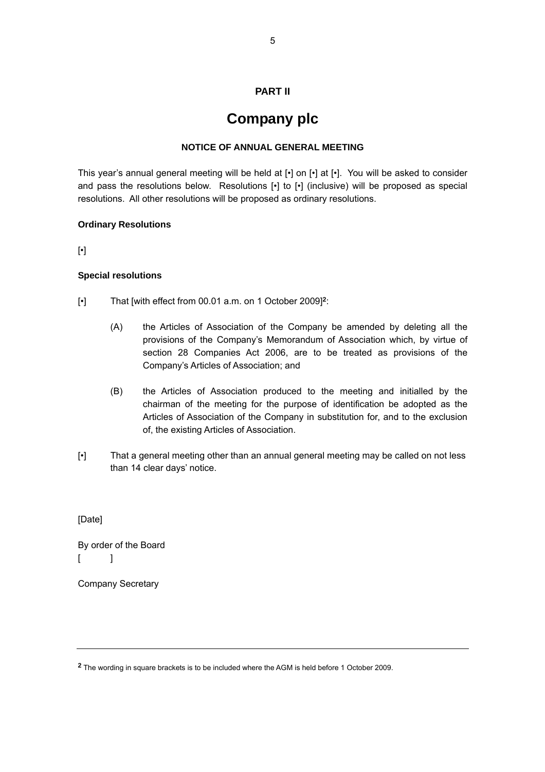**PART II**

# Company plc

**NOTICE OF ANNUAL GENERAL MEETING**

This year's annual general meeting will be held at [•] on [•] at [•]. You will be asked to consider and pass the resolutions below. Resolutions [•] to [•] (inclusive) will be proposed as special resolutions. All other resolutions will be proposed as ordinary resolutions.

**Ordinary Resolutions**

[•]

**Special resolutions**

[•] That [with effect from 00.01 a.m. on 1 October 2009][2]:

(A) the Articles of Association of the Company be amended by deleting all the provisions of the Company's Memorandum of Association which, by virtue of section 28 Companies Act 2006, are to be treated as provisions of the Company's Articles of Association; and

(B) the Articles of Association produced to the meeting and initialled by the chairman of the meeting for the purpose of identification be adopted as the Articles of Association of the Company in substitution for, and to the exclusion of, the existing Articles of Association.

[•] That a general meeting other than an annual general meeting may be called on not less than 14 clear days' notice.

[Date]

By order of the Board
[ ]

Company Secretary

---

[2] The wording in square brackets is to be included where the AGM is held before 1 October 2009.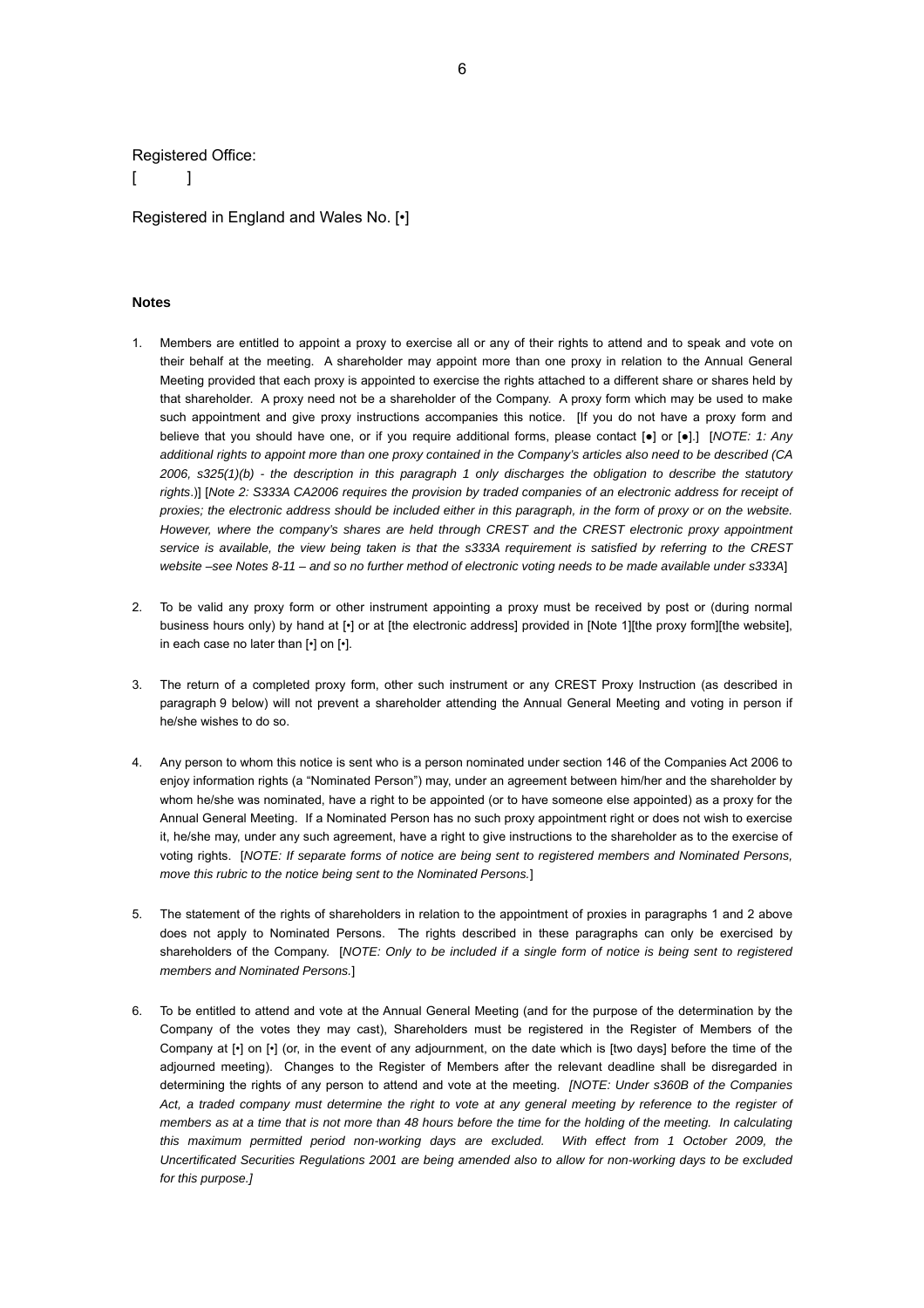Registered Office:

[ ]

Registered in England and Wales No. [•]

**Notes**

1. Members are entitled to appoint a proxy to exercise all or any of their rights to attend and to speak and vote on their behalf at the meeting. A shareholder may appoint more than one proxy in relation to the Annual General Meeting provided that each proxy is appointed to exercise the rights attached to a different share or shares held by that shareholder. A proxy need not be a shareholder of the Company. A proxy form which may be used to make such appointment and give proxy instructions accompanies this notice. [If you do not have a proxy form and believe that you should have one, or if you require additional forms, please contact [●] or [●].] [*NOTE: 1: Any additional rights to appoint more than one proxy contained in the Company's articles also need to be described (CA 2006, s325(1)(b) - the description in this paragraph 1 only discharges the obligation to describe the statutory rights*.)] [*Note 2: S333A CA2006 requires the provision by traded companies of an electronic address for receipt of proxies; the electronic address should be included either in this paragraph, in the form of proxy or on the website. However, where the company's shares are held through CREST and the CREST electronic proxy appointment service is available, the view being taken is that the s333A requirement is satisfied by referring to the CREST website –see Notes 8-11 – and so no further method of electronic voting needs to be made available under s333A*]

2. To be valid any proxy form or other instrument appointing a proxy must be received by post or (during normal business hours only) by hand at [•] or at [the electronic address] provided in [Note 1][the proxy form][the website], in each case no later than [•] on [•].

3. The return of a completed proxy form, other such instrument or any CREST Proxy Instruction (as described in paragraph 9 below) will not prevent a shareholder attending the Annual General Meeting and voting in person if he/she wishes to do so.

4. Any person to whom this notice is sent who is a person nominated under section 146 of the Companies Act 2006 to enjoy information rights (a "Nominated Person") may, under an agreement between him/her and the shareholder by whom he/she was nominated, have a right to be appointed (or to have someone else appointed) as a proxy for the Annual General Meeting. If a Nominated Person has no such proxy appointment right or does not wish to exercise it, he/she may, under any such agreement, have a right to give instructions to the shareholder as to the exercise of voting rights. [*NOTE: If separate forms of notice are being sent to registered members and Nominated Persons, move this rubric to the notice being sent to the Nominated Persons.*]

5. The statement of the rights of shareholders in relation to the appointment of proxies in paragraphs 1 and 2 above does not apply to Nominated Persons. The rights described in these paragraphs can only be exercised by shareholders of the Company. [*NOTE: Only to be included if a single form of notice is being sent to registered members and Nominated Persons.*]

6. To be entitled to attend and vote at the Annual General Meeting (and for the purpose of the determination by the Company of the votes they may cast), Shareholders must be registered in the Register of Members of the Company at [•] on [•] (or, in the event of any adjournment, on the date which is [two days] before the time of the adjourned meeting). Changes to the Register of Members after the relevant deadline shall be disregarded in determining the rights of any person to attend and vote at the meeting. *[NOTE: Under s360B of the Companies Act, a traded company must determine the right to vote at any general meeting by reference to the register of members as at a time that is not more than 48 hours before the time for the holding of the meeting. In calculating this maximum permitted period non-working days are excluded. With effect from 1 October 2009, the Uncertificated Securities Regulations 2001 are being amended also to allow for non-working days to be excluded for this purpose.]*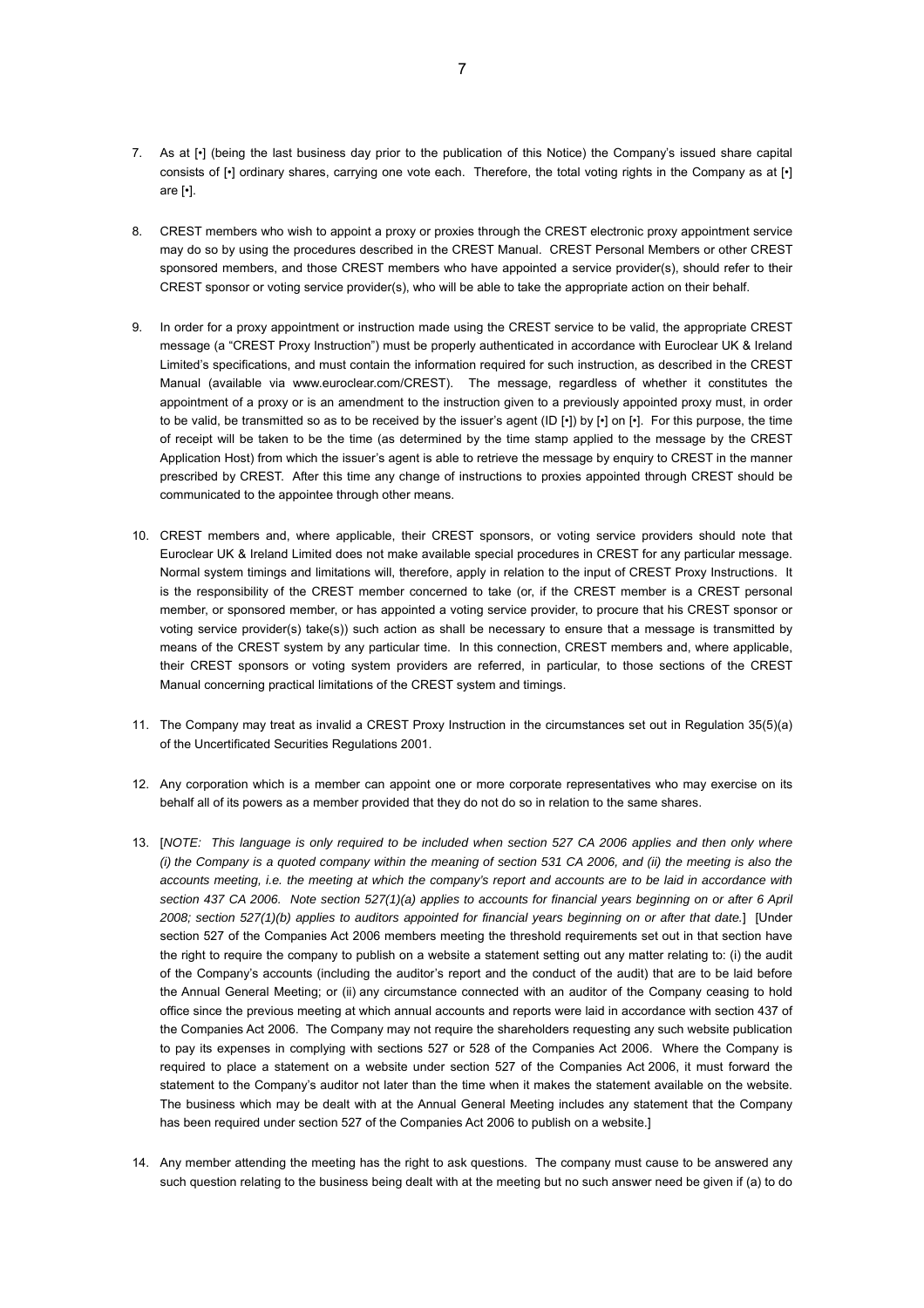7. As at [•] (being the last business day prior to the publication of this Notice) the Company's issued share capital consists of [•] ordinary shares, carrying one vote each. Therefore, the total voting rights in the Company as at [•] are [•].

8. CREST members who wish to appoint a proxy or proxies through the CREST electronic proxy appointment service may do so by using the procedures described in the CREST Manual. CREST Personal Members or other CREST sponsored members, and those CREST members who have appointed a service provider(s), should refer to their CREST sponsor or voting service provider(s), who will be able to take the appropriate action on their behalf.

9. In order for a proxy appointment or instruction made using the CREST service to be valid, the appropriate CREST message (a "CREST Proxy Instruction") must be properly authenticated in accordance with Euroclear UK & Ireland Limited's specifications, and must contain the information required for such instruction, as described in the CREST Manual (available via www.euroclear.com/CREST). The message, regardless of whether it constitutes the appointment of a proxy or is an amendment to the instruction given to a previously appointed proxy must, in order to be valid, be transmitted so as to be received by the issuer's agent (ID [•]) by [•] on [•]. For this purpose, the time of receipt will be taken to be the time (as determined by the time stamp applied to the message by the CREST Application Host) from which the issuer's agent is able to retrieve the message by enquiry to CREST in the manner prescribed by CREST. After this time any change of instructions to proxies appointed through CREST should be communicated to the appointee through other means.

10. CREST members and, where applicable, their CREST sponsors, or voting service providers should note that Euroclear UK & Ireland Limited does not make available special procedures in CREST for any particular message. Normal system timings and limitations will, therefore, apply in relation to the input of CREST Proxy Instructions. It is the responsibility of the CREST member concerned to take (or, if the CREST member is a CREST personal member, or sponsored member, or has appointed a voting service provider, to procure that his CREST sponsor or voting service provider(s) take(s)) such action as shall be necessary to ensure that a message is transmitted by means of the CREST system by any particular time. In this connection, CREST members and, where applicable, their CREST sponsors or voting system providers are referred, in particular, to those sections of the CREST Manual concerning practical limitations of the CREST system and timings.

11. The Company may treat as invalid a CREST Proxy Instruction in the circumstances set out in Regulation 35(5)(a) of the Uncertificated Securities Regulations 2001.

12. Any corporation which is a member can appoint one or more corporate representatives who may exercise on its behalf all of its powers as a member provided that they do not do so in relation to the same shares.

13. [*NOTE: This language is only required to be included when section 527 CA 2006 applies and then only where (i) the Company is a quoted company within the meaning of section 531 CA 2006, and (ii) the meeting is also the accounts meeting, i.e. the meeting at which the company's report and accounts are to be laid in accordance with section 437 CA 2006. Note section 527(1)(a) applies to accounts for financial years beginning on or after 6 April 2008; section 527(1)(b) applies to auditors appointed for financial years beginning on or after that date.*] [Under section 527 of the Companies Act 2006 members meeting the threshold requirements set out in that section have the right to require the company to publish on a website a statement setting out any matter relating to: (i) the audit of the Company's accounts (including the auditor's report and the conduct of the audit) that are to be laid before the Annual General Meeting; or (ii) any circumstance connected with an auditor of the Company ceasing to hold office since the previous meeting at which annual accounts and reports were laid in accordance with section 437 of the Companies Act 2006. The Company may not require the shareholders requesting any such website publication to pay its expenses in complying with sections 527 or 528 of the Companies Act 2006. Where the Company is required to place a statement on a website under section 527 of the Companies Act 2006, it must forward the statement to the Company's auditor not later than the time when it makes the statement available on the website. The business which may be dealt with at the Annual General Meeting includes any statement that the Company has been required under section 527 of the Companies Act 2006 to publish on a website.]

14. Any member attending the meeting has the right to ask questions. The company must cause to be answered any such question relating to the business being dealt with at the meeting but no such answer need be given if (a) to do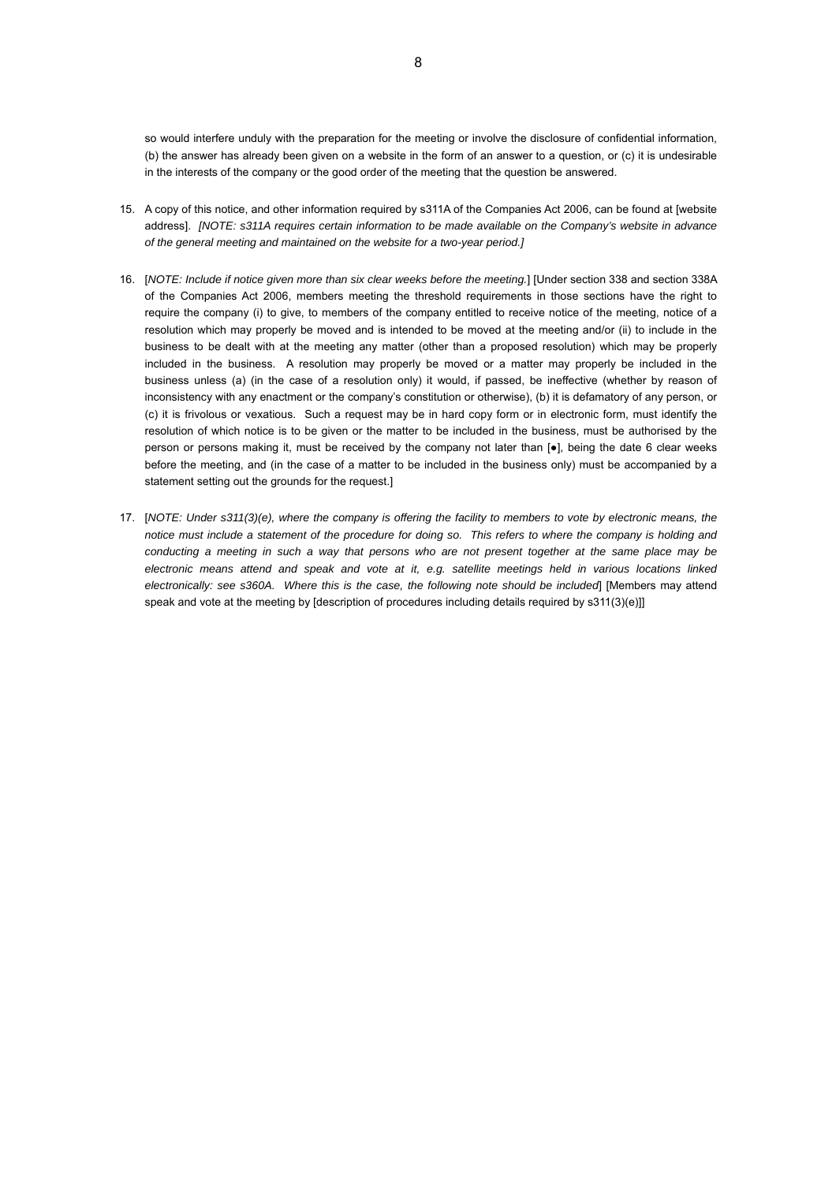so would interfere unduly with the preparation for the meeting or involve the disclosure of confidential information, (b) the answer has already been given on a website in the form of an answer to a question, or (c) it is undesirable in the interests of the company or the good order of the meeting that the question be answered.

15. A copy of this notice, and other information required by s311A of the Companies Act 2006, can be found at [website address]. *[NOTE: s311A requires certain information to be made available on the Company's website in advance of the general meeting and maintained on the website for a two-year period.]*

16. [*NOTE: Include if notice given more than six clear weeks before the meeting.*] [Under section 338 and section 338A of the Companies Act 2006, members meeting the threshold requirements in those sections have the right to require the company (i) to give, to members of the company entitled to receive notice of the meeting, notice of a resolution which may properly be moved and is intended to be moved at the meeting and/or (ii) to include in the business to be dealt with at the meeting any matter (other than a proposed resolution) which may be properly included in the business. A resolution may properly be moved or a matter may properly be included in the business unless (a) (in the case of a resolution only) it would, if passed, be ineffective (whether by reason of inconsistency with any enactment or the company's constitution or otherwise), (b) it is defamatory of any person, or (c) it is frivolous or vexatious. Such a request may be in hard copy form or in electronic form, must identify the resolution of which notice is to be given or the matter to be included in the business, must be authorised by the person or persons making it, must be received by the company not later than [●], being the date 6 clear weeks before the meeting, and (in the case of a matter to be included in the business only) must be accompanied by a statement setting out the grounds for the request.]

17. [*NOTE: Under s311(3)(e), where the company is offering the facility to members to vote by electronic means, the notice must include a statement of the procedure for doing so. This refers to where the company is holding and conducting a meeting in such a way that persons who are not present together at the same place may be electronic means attend and speak and vote at it, e.g. satellite meetings held in various locations linked electronically: see s360A. Where this is the case, the following note should be included*] [Members may attend speak and vote at the meeting by [description of procedures including details required by s311(3)(e)]]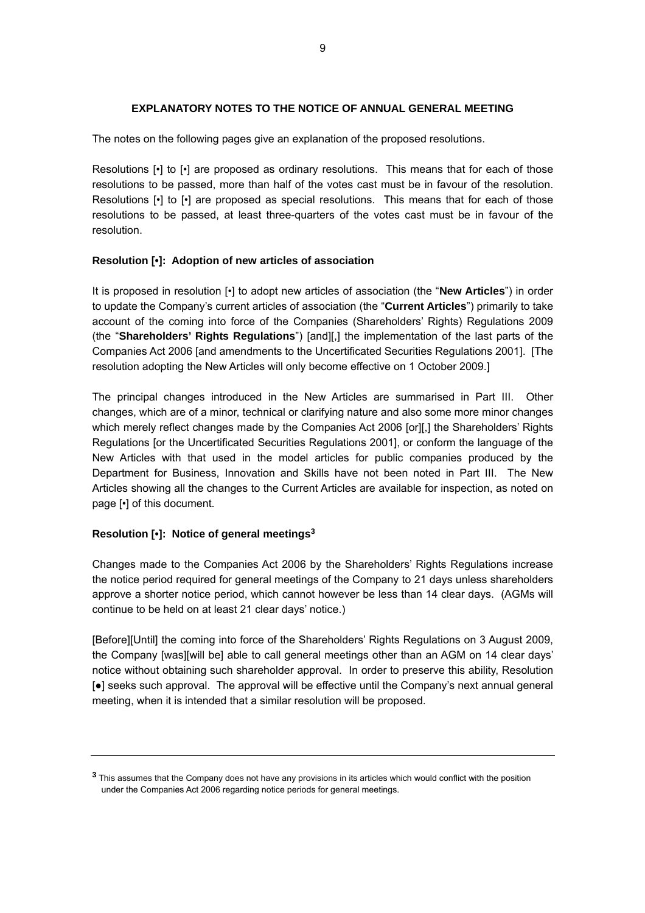## EXPLANATORY NOTES TO THE NOTICE OF ANNUAL GENERAL MEETING

The notes on the following pages give an explanation of the proposed resolutions.

Resolutions [•] to [•] are proposed as ordinary resolutions. This means that for each of those resolutions to be passed, more than half of the votes cast must be in favour of the resolution. Resolutions [•] to [•] are proposed as special resolutions. This means that for each of those resolutions to be passed, at least three-quarters of the votes cast must be in favour of the resolution.

### Resolution [•]: Adoption of new articles of association

It is proposed in resolution [•] to adopt new articles of association (the "**New Articles**") in order to update the Company's current articles of association (the "**Current Articles**") primarily to take account of the coming into force of the Companies (Shareholders' Rights) Regulations 2009 (the "**Shareholders' Rights Regulations**") [and][,] the implementation of the last parts of the Companies Act 2006 [and amendments to the Uncertificated Securities Regulations 2001]. [The resolution adopting the New Articles will only become effective on 1 October 2009.]

The principal changes introduced in the New Articles are summarised in Part III. Other changes, which are of a minor, technical or clarifying nature and also some more minor changes which merely reflect changes made by the Companies Act 2006 [or][,] the Shareholders' Rights Regulations [or the Uncertificated Securities Regulations 2001], or conform the language of the New Articles with that used in the model articles for public companies produced by the Department for Business, Innovation and Skills have not been noted in Part III. The New Articles showing all the changes to the Current Articles are available for inspection, as noted on page [•] of this document.

### Resolution [•]: Notice of general meetings[3]

Changes made to the Companies Act 2006 by the Shareholders' Rights Regulations increase the notice period required for general meetings of the Company to 21 days unless shareholders approve a shorter notice period, which cannot however be less than 14 clear days. (AGMs will continue to be held on at least 21 clear days' notice.)

[Before][Until] the coming into force of the Shareholders' Rights Regulations on 3 August 2009, the Company [was][will be] able to call general meetings other than an AGM on 14 clear days' notice without obtaining such shareholder approval. In order to preserve this ability, Resolution [●] seeks such approval. The approval will be effective until the Company's next annual general meeting, when it is intended that a similar resolution will be proposed.

---

[3] This assumes that the Company does not have any provisions in its articles which would conflict with the position under the Companies Act 2006 regarding notice periods for general meetings.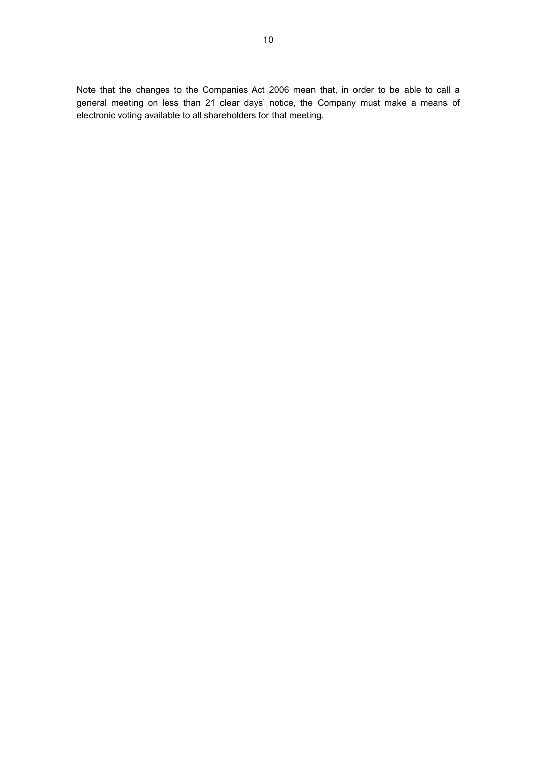Note that the changes to the Companies Act 2006 mean that, in order to be able to call a general meeting on less than 21 clear days' notice, the Company must make a means of electronic voting available to all shareholders for that meeting.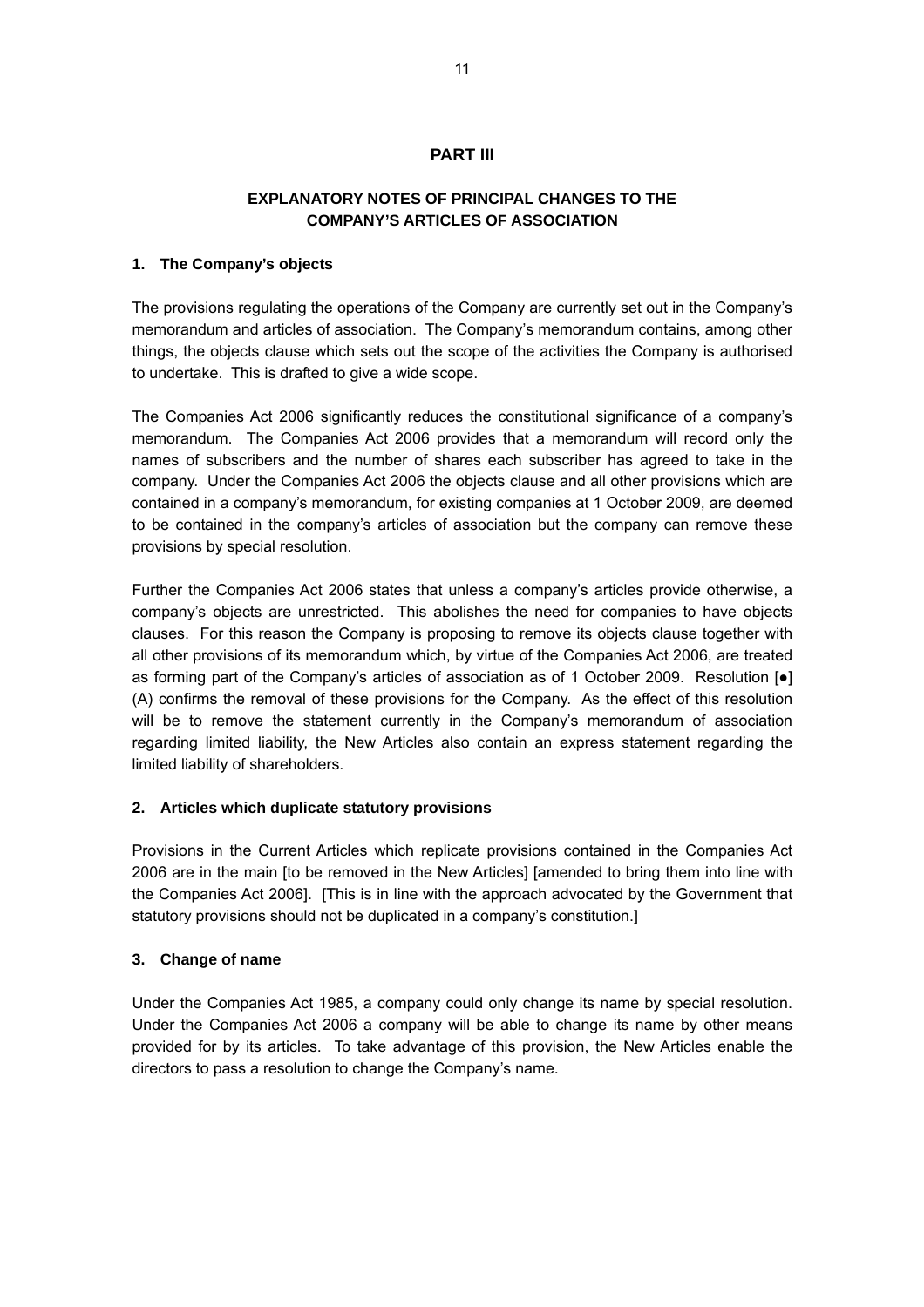# PART III

## EXPLANATORY NOTES OF PRINCIPAL CHANGES TO THE COMPANY'S ARTICLES OF ASSOCIATION

### 1. The Company's objects

The provisions regulating the operations of the Company are currently set out in the Company's memorandum and articles of association. The Company's memorandum contains, among other things, the objects clause which sets out the scope of the activities the Company is authorised to undertake. This is drafted to give a wide scope.

The Companies Act 2006 significantly reduces the constitutional significance of a company's memorandum. The Companies Act 2006 provides that a memorandum will record only the names of subscribers and the number of shares each subscriber has agreed to take in the company. Under the Companies Act 2006 the objects clause and all other provisions which are contained in a company's memorandum, for existing companies at 1 October 2009, are deemed to be contained in the company's articles of association but the company can remove these provisions by special resolution.

Further the Companies Act 2006 states that unless a company's articles provide otherwise, a company's objects are unrestricted. This abolishes the need for companies to have objects clauses. For this reason the Company is proposing to remove its objects clause together with all other provisions of its memorandum which, by virtue of the Companies Act 2006, are treated as forming part of the Company's articles of association as of 1 October 2009. Resolution [●] (A) confirms the removal of these provisions for the Company. As the effect of this resolution will be to remove the statement currently in the Company's memorandum of association regarding limited liability, the New Articles also contain an express statement regarding the limited liability of shareholders.

### 2. Articles which duplicate statutory provisions

Provisions in the Current Articles which replicate provisions contained in the Companies Act 2006 are in the main [to be removed in the New Articles] [amended to bring them into line with the Companies Act 2006]. [This is in line with the approach advocated by the Government that statutory provisions should not be duplicated in a company's constitution.]

### 3. Change of name

Under the Companies Act 1985, a company could only change its name by special resolution. Under the Companies Act 2006 a company will be able to change its name by other means provided for by its articles. To take advantage of this provision, the New Articles enable the directors to pass a resolution to change the Company's name.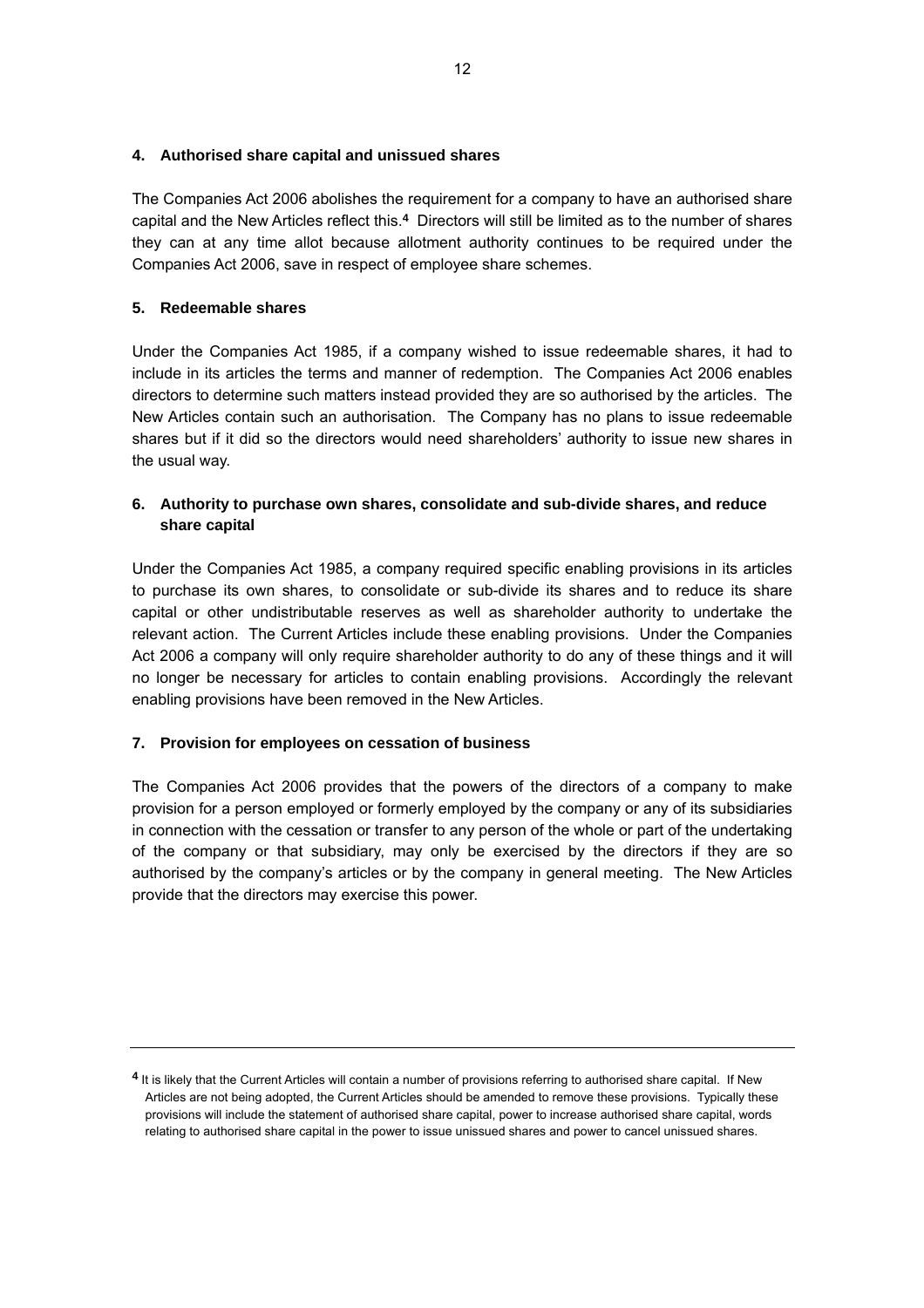### 4. Authorised share capital and unissued shares

The Companies Act 2006 abolishes the requirement for a company to have an authorised share capital and the New Articles reflect this.[4] Directors will still be limited as to the number of shares they can at any time allot because allotment authority continues to be required under the Companies Act 2006, save in respect of employee share schemes.

### 5. Redeemable shares

Under the Companies Act 1985, if a company wished to issue redeemable shares, it had to include in its articles the terms and manner of redemption. The Companies Act 2006 enables directors to determine such matters instead provided they are so authorised by the articles. The New Articles contain such an authorisation. The Company has no plans to issue redeemable shares but if it did so the directors would need shareholders' authority to issue new shares in the usual way.

### 6. Authority to purchase own shares, consolidate and sub-divide shares, and reduce share capital

Under the Companies Act 1985, a company required specific enabling provisions in its articles to purchase its own shares, to consolidate or sub-divide its shares and to reduce its share capital or other undistributable reserves as well as shareholder authority to undertake the relevant action. The Current Articles include these enabling provisions. Under the Companies Act 2006 a company will only require shareholder authority to do any of these things and it will no longer be necessary for articles to contain enabling provisions. Accordingly the relevant enabling provisions have been removed in the New Articles.

### 7. Provision for employees on cessation of business

The Companies Act 2006 provides that the powers of the directors of a company to make provision for a person employed or formerly employed by the company or any of its subsidiaries in connection with the cessation or transfer to any person of the whole or part of the undertaking of the company or that subsidiary, may only be exercised by the directors if they are so authorised by the company's articles or by the company in general meeting. The New Articles provide that the directors may exercise this power.

---

[4] It is likely that the Current Articles will contain a number of provisions referring to authorised share capital. If New Articles are not being adopted, the Current Articles should be amended to remove these provisions. Typically these provisions will include the statement of authorised share capital, power to increase authorised share capital, words relating to authorised share capital in the power to issue unissued shares and power to cancel unissued shares.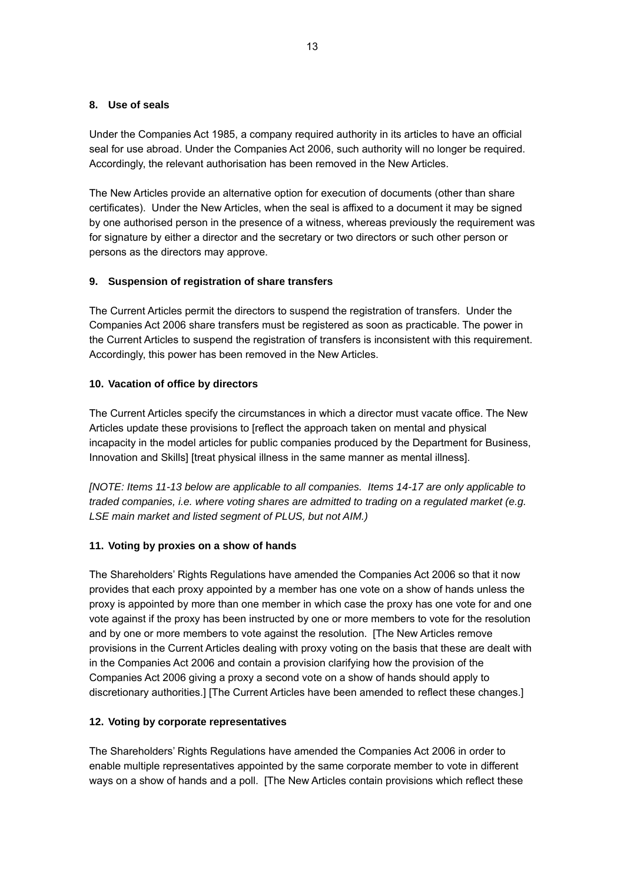### 8. Use of seals

Under the Companies Act 1985, a company required authority in its articles to have an official seal for use abroad. Under the Companies Act 2006, such authority will no longer be required. Accordingly, the relevant authorisation has been removed in the New Articles.

The New Articles provide an alternative option for execution of documents (other than share certificates). Under the New Articles, when the seal is affixed to a document it may be signed by one authorised person in the presence of a witness, whereas previously the requirement was for signature by either a director and the secretary or two directors or such other person or persons as the directors may approve.

### 9. Suspension of registration of share transfers

The Current Articles permit the directors to suspend the registration of transfers. Under the Companies Act 2006 share transfers must be registered as soon as practicable. The power in the Current Articles to suspend the registration of transfers is inconsistent with this requirement. Accordingly, this power has been removed in the New Articles.

### 10. Vacation of office by directors

The Current Articles specify the circumstances in which a director must vacate office. The New Articles update these provisions to [reflect the approach taken on mental and physical incapacity in the model articles for public companies produced by the Department for Business, Innovation and Skills] [treat physical illness in the same manner as mental illness].

*[NOTE: Items 11-13 below are applicable to all companies. Items 14-17 are only applicable to traded companies, i.e. where voting shares are admitted to trading on a regulated market (e.g. LSE main market and listed segment of PLUS, but not AIM.)*

### 11. Voting by proxies on a show of hands

The Shareholders' Rights Regulations have amended the Companies Act 2006 so that it now provides that each proxy appointed by a member has one vote on a show of hands unless the proxy is appointed by more than one member in which case the proxy has one vote for and one vote against if the proxy has been instructed by one or more members to vote for the resolution and by one or more members to vote against the resolution. [The New Articles remove provisions in the Current Articles dealing with proxy voting on the basis that these are dealt with in the Companies Act 2006 and contain a provision clarifying how the provision of the Companies Act 2006 giving a proxy a second vote on a show of hands should apply to discretionary authorities.] [The Current Articles have been amended to reflect these changes.]

### 12. Voting by corporate representatives

The Shareholders' Rights Regulations have amended the Companies Act 2006 in order to enable multiple representatives appointed by the same corporate member to vote in different ways on a show of hands and a poll. [The New Articles contain provisions which reflect these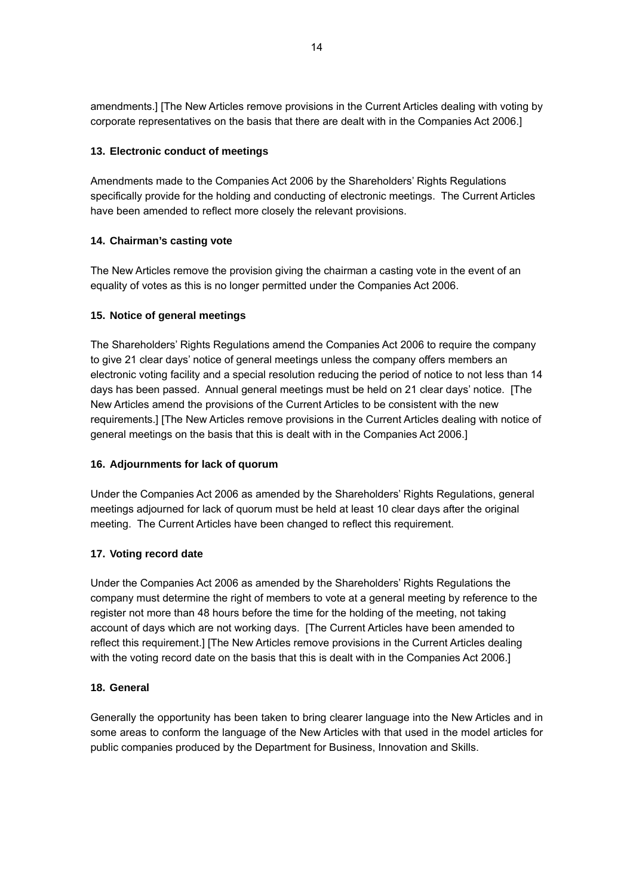amendments.] [The New Articles remove provisions in the Current Articles dealing with voting by corporate representatives on the basis that there are dealt with in the Companies Act 2006.]

**13. Electronic conduct of meetings**

Amendments made to the Companies Act 2006 by the Shareholders' Rights Regulations specifically provide for the holding and conducting of electronic meetings. The Current Articles have been amended to reflect more closely the relevant provisions.

**14. Chairman's casting vote**

The New Articles remove the provision giving the chairman a casting vote in the event of an equality of votes as this is no longer permitted under the Companies Act 2006.

**15. Notice of general meetings**

The Shareholders' Rights Regulations amend the Companies Act 2006 to require the company to give 21 clear days' notice of general meetings unless the company offers members an electronic voting facility and a special resolution reducing the period of notice to not less than 14 days has been passed. Annual general meetings must be held on 21 clear days' notice. [The New Articles amend the provisions of the Current Articles to be consistent with the new requirements.] [The New Articles remove provisions in the Current Articles dealing with notice of general meetings on the basis that this is dealt with in the Companies Act 2006.]

**16. Adjournments for lack of quorum**

Under the Companies Act 2006 as amended by the Shareholders' Rights Regulations, general meetings adjourned for lack of quorum must be held at least 10 clear days after the original meeting. The Current Articles have been changed to reflect this requirement.

**17. Voting record date**

Under the Companies Act 2006 as amended by the Shareholders' Rights Regulations the company must determine the right of members to vote at a general meeting by reference to the register not more than 48 hours before the time for the holding of the meeting, not taking account of days which are not working days. [The Current Articles have been amended to reflect this requirement.] [The New Articles remove provisions in the Current Articles dealing with the voting record date on the basis that this is dealt with in the Companies Act 2006.]

**18. General**

Generally the opportunity has been taken to bring clearer language into the New Articles and in some areas to conform the language of the New Articles with that used in the model articles for public companies produced by the Department for Business, Innovation and Skills.